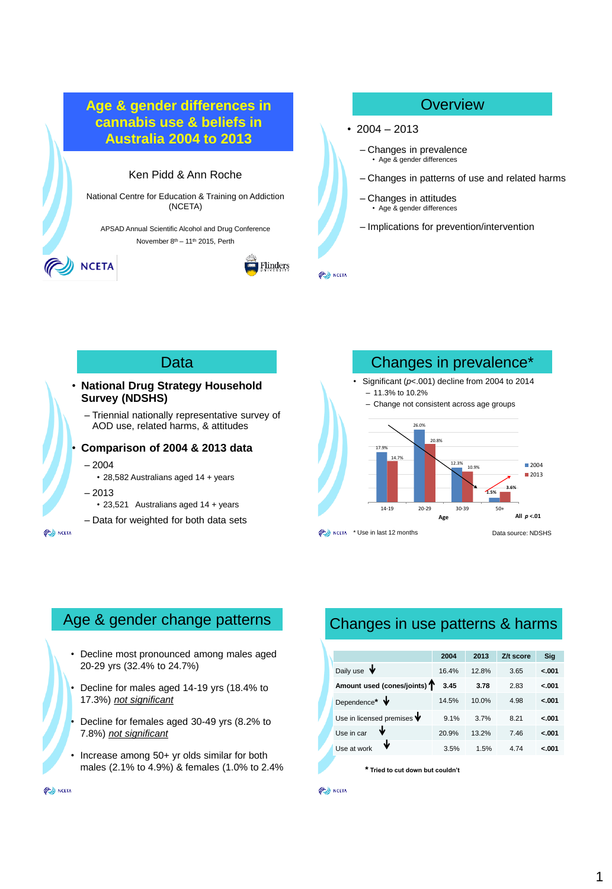# Age & gender differences in cannabis use & beliefs in Australia 2004 to 2013

Ken Pidd & Ann Roche

National Centre for Education & Training on Addiction (NCETA)

APSAD Annual Scientific Alcohol and Drug Conference

November 8th – 11th 2015, Perth

NCETA

Flinders University

## Overview

- 2004 – 2013
  - Changes in prevalence
    - Age & gender differences
  - Changes in patterns of use and related harms
  - Changes in attitudes
    - Age & gender differences
  - Implications for prevention/intervention

## Data

- **National Drug Strategy Household Survey (NDSHS)**
  - Triennial nationally representative survey of AOD use, related harms, & attitudes
- **Comparison of 2004 & 2013 data**
  - 2004
    - 28,582 Australians aged 14 + years
  - 2013
    - 23,521 Australians aged 14 + years
  - Data for weighted for both data sets

## Changes in prevalence*

- Significant ($p$<.001) decline from 2004 to 2014
  - 11.3% to 10.2%
  - Change not consistent across age groups

| Age | 2004 | 2013 |
|---|---|---|
| 14-19 | 17.9% | 14.7% |
| 20-29 | 26.0% | 20.8% |
| 30-39 | 12.3% | 10.9% |
| 50+ | 1.5% | 3.6% |

All $p$ <.01

\* Use in last 12 months

Data source: NDSHS

## Age & gender change patterns

- Decline most pronounced among males aged 20-29 yrs (32.4% to 24.7%)
- Decline for males aged 14-19 yrs (18.4% to 17.3%) *not significant*
- Decline for females aged 30-49 yrs (8.2% to 7.8%) *not significant*
- Increase among 50+ yr olds similar for both males (2.1% to 4.9%) & females (1.0% to 2.4%

## Changes in use patterns & harms

| | 2004 | 2013 | Z/t score | Sig |
|---|---|---|---|---|
| Daily use ↓ | 16.4% | 12.8% | 3.65 | <.001 |
| **Amount used (cones/joints) ↑** | **3.45** | **3.78** | 2.83 | <.001 |
| Dependence* ↓ | 14.5% | 10.0% | 4.98 | <.001 |
| Use in licensed premises ↓ | 9.1% | 3.7% | 8.21 | <.001 |
| Use in car ↓ | 20.9% | 13.2% | 7.46 | <.001 |
| Use at work ↓ | 3.5% | 1.5% | 4.74 | <.001 |

**\* Tried to cut down but couldn't**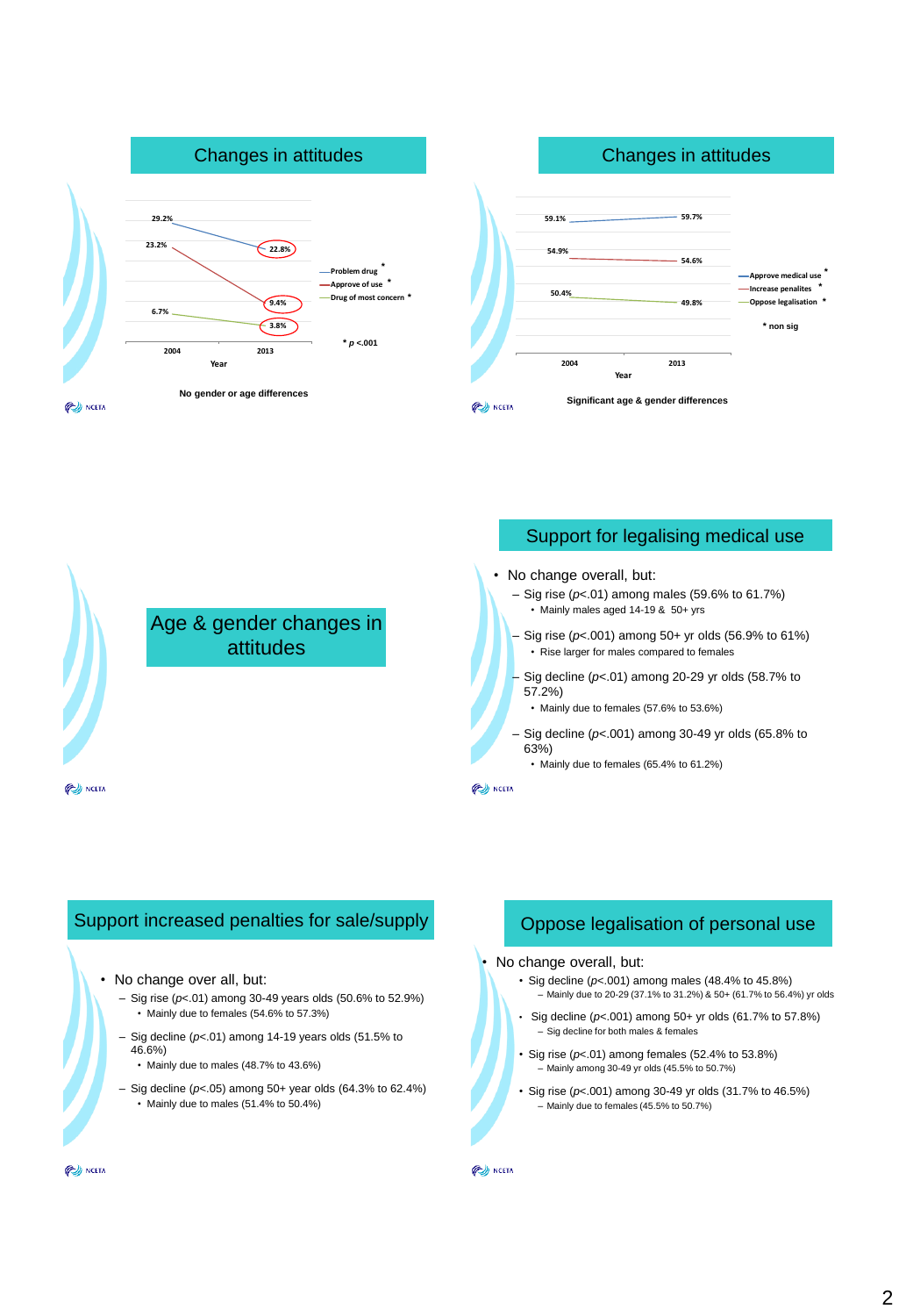## Changes in attitudes

| Year | Problem drug * | Approve of use * | Drug of most concern * |
|---|---|---|---|
| 2004 | 29.2% | 23.2% | 6.7% |
| 2013 | 22.8% | 9.4% | 3.8% |

\* $p$ <.001

No gender or age differences

## Changes in attitudes

| Year | Approve medical use * | Increase penalites * | Oppose legalisation * |
|---|---|---|---|
| 2004 | 59.1% | 54.9% | 50.4% |
| 2013 | 59.7% | 54.6% | 49.8% |

\* non sig

Significant age & gender differences

## Age & gender changes in attitudes

## Support for legalising medical use

- No change overall, but:
  - Sig rise ($p$<.01) among males (59.6% to 61.7%)
    - Mainly males aged 14-19 & 50+ yrs
  - Sig rise ($p$<.001) among 50+ yr olds (56.9% to 61%)
    - Rise larger for males compared to females
  - Sig decline ($p$<.01) among 20-29 yr olds (58.7% to 57.2%)
    - Mainly due to females (57.6% to 53.6%)
  - Sig decline ($p$<.001) among 30-49 yr olds (65.8% to 63%)
    - Mainly due to females (65.4% to 61.2%)

## Support increased penalties for sale/supply

- No change over all, but:
  - Sig rise ($p$<.01) among 30-49 years olds (50.6% to 52.9%)
    - Mainly due to females (54.6% to 57.3%)
  - Sig decline ($p$<.01) among 14-19 years olds (51.5% to 46.6%)
    - Mainly due to males (48.7% to 43.6%)
  - Sig decline ($p$<.05) among 50+ year olds (64.3% to 62.4%)
    - Mainly due to males (51.4% to 50.4%)

## Oppose legalisation of personal use

- No change overall, but:
  - Sig decline ($p$<.001) among males (48.4% to 45.8%)
    - Mainly due to 20-29 (37.1% to 31.2%) & 50+ (61.7% to 56.4%) yr olds
  - Sig decline ($p$<.001) among 50+ yr olds (61.7% to 57.8%)
    - Sig decline for both males & females
  - Sig rise ($p$<.01) among females (52.4% to 53.8%)
    - Mainly among 30-49 yr olds (45.5% to 50.7%)
  - Sig rise ($p$<.001) among 30-49 yr olds (31.7% to 46.5%)
    - Mainly due to females (45.5% to 50.7%)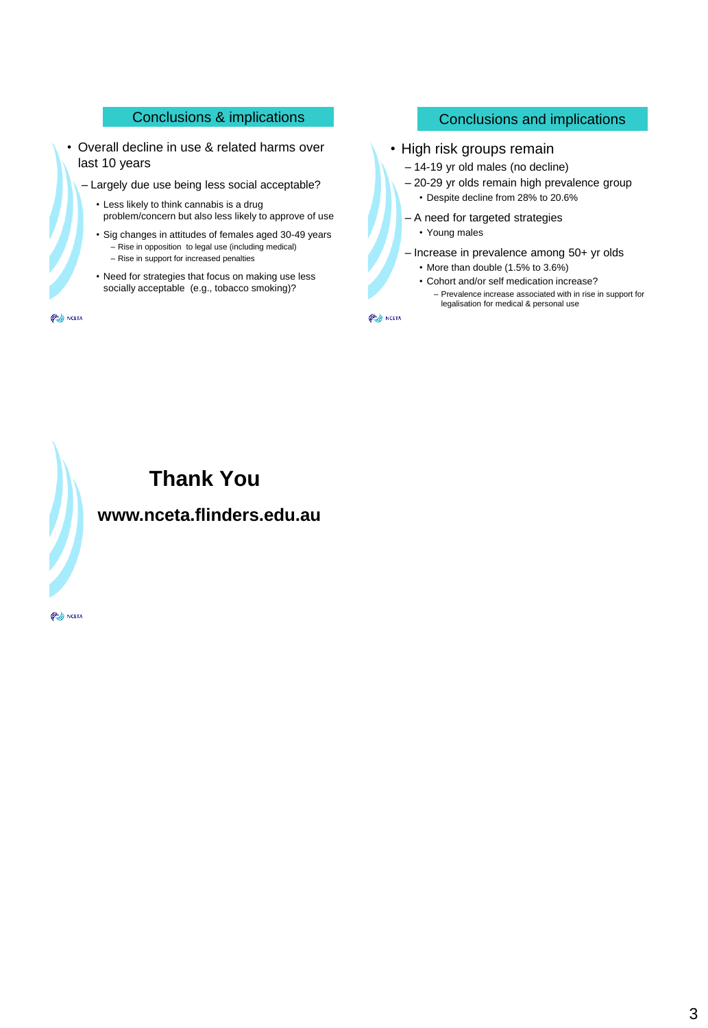## Conclusions & implications

- Overall decline in use & related harms over last 10 years
  - Largely due use being less social acceptable?
    - Less likely to think cannabis is a drug problem/concern but also less likely to approve of use
    - Sig changes in attitudes of females aged 30-49 years
      - Rise in opposition to legal use (including medical)
      - Rise in support for increased penalties
    - Need for strategies that focus on making use less socially acceptable (e.g., tobacco smoking)?

NCETA

## Conclusions and implications

- High risk groups remain
  - 14-19 yr old males (no decline)
  - 20-29 yr olds remain high prevalence group
    - Despite decline from 28% to 20.6%
  - A need for targeted strategies
    - Young males
  - Increase in prevalence among 50+ yr olds
    - More than double (1.5% to 3.6%)
    - Cohort and/or self medication increase?
      - Prevalence increase associated with in rise in support for legalisation for medical & personal use

NCETA

# Thank You

**www.nceta.flinders.edu.au**

NCETA